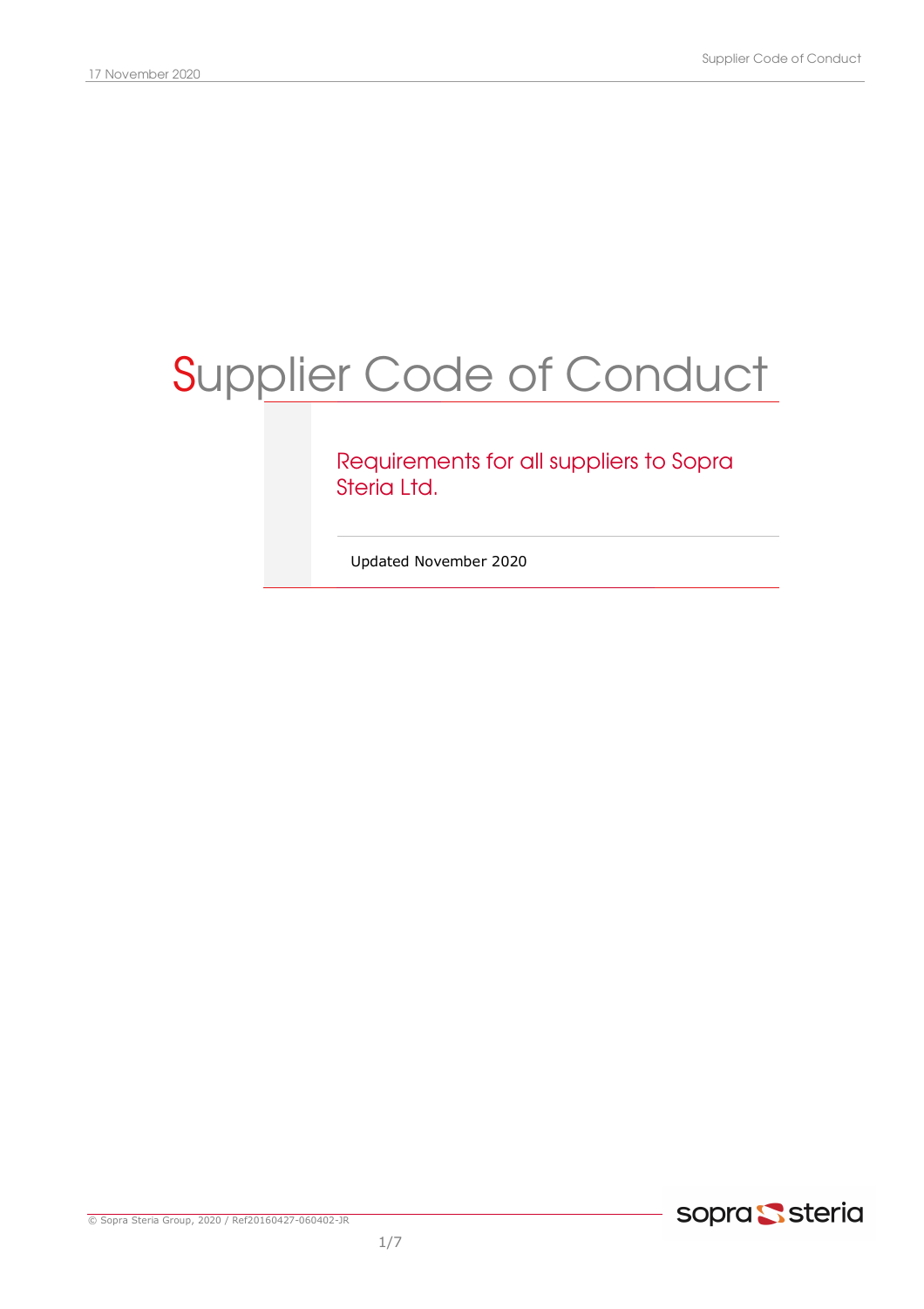# Supplier Code of Conduct

## Requirements for all suppliers to Sopra Steria Ltd.

Updated November 2020

© Sopra Steria Group, 2020 / Ref20160427-060402-JR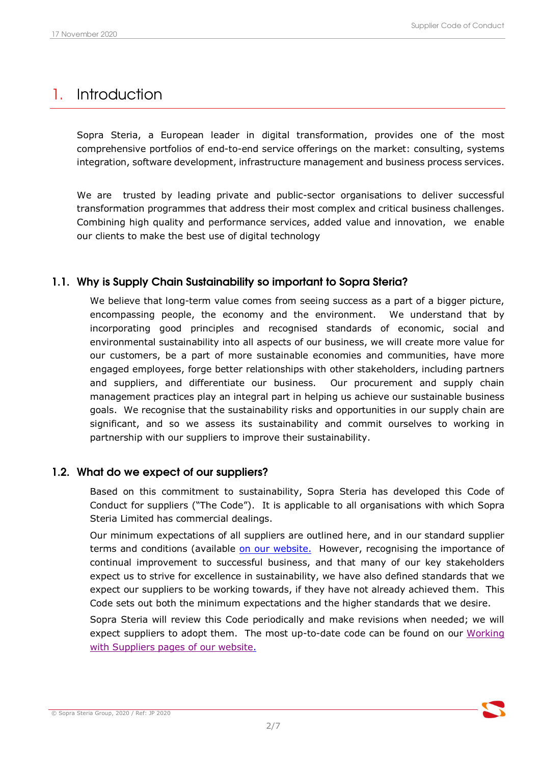# 1. Introduction

Sopra Steria, a European leader in digital transformation, provides one of the most comprehensive portfolios of end-to-end service offerings on the market: consulting, systems integration, software development, infrastructure management and business process services.

We are trusted by leading private and public-sector organisations to deliver successful transformation programmes that address their most complex and critical business challenges. Combining high quality and performance services, added value and innovation, we enable our clients to make the best use of digital technology

## 1.1. Why is Supply Chain Sustainability so important to Sopra Steria?

We believe that long-term value comes from seeing success as a part of a bigger picture, encompassing people, the economy and the environment. We understand that by incorporating good principles and recognised standards of economic, social and environmental sustainability into all aspects of our business, we will create more value for our customers, be a part of more sustainable economies and communities, have more engaged employees, forge better relationships with other stakeholders, including partners and suppliers, and differentiate our business. Our procurement and supply chain management practices play an integral part in helping us achieve our sustainable business goals. We recognise that the sustainability risks and opportunities in our supply chain are significant, and so we assess its sustainability and commit ourselves to working in partnership with our suppliers to improve their sustainability.

## 1.2. What do we expect of our suppliers?

Based on this commitment to sustainability, Sopra Steria has developed this Code of Conduct for suppliers ("The Code"). It is applicable to all organisations with which Sopra Steria Limited has commercial dealings.

Our minimum expectations of all suppliers are outlined here, and in our standard supplier terms and conditions (available on our website. However, recognising the importance of continual improvement to successful business, and that many of our key stakeholders expect us to strive for excellence in sustainability, we have also defined standards that we expect our suppliers to be working towards, if they have not already achieved them. This Code sets out both the minimum expectations and the higher standards that we desire.

Sopra Steria will review this Code periodically and make revisions when needed; we will expect suppliers to adopt them. The most up-to-date code can be found on our Working with Suppliers pages of our website.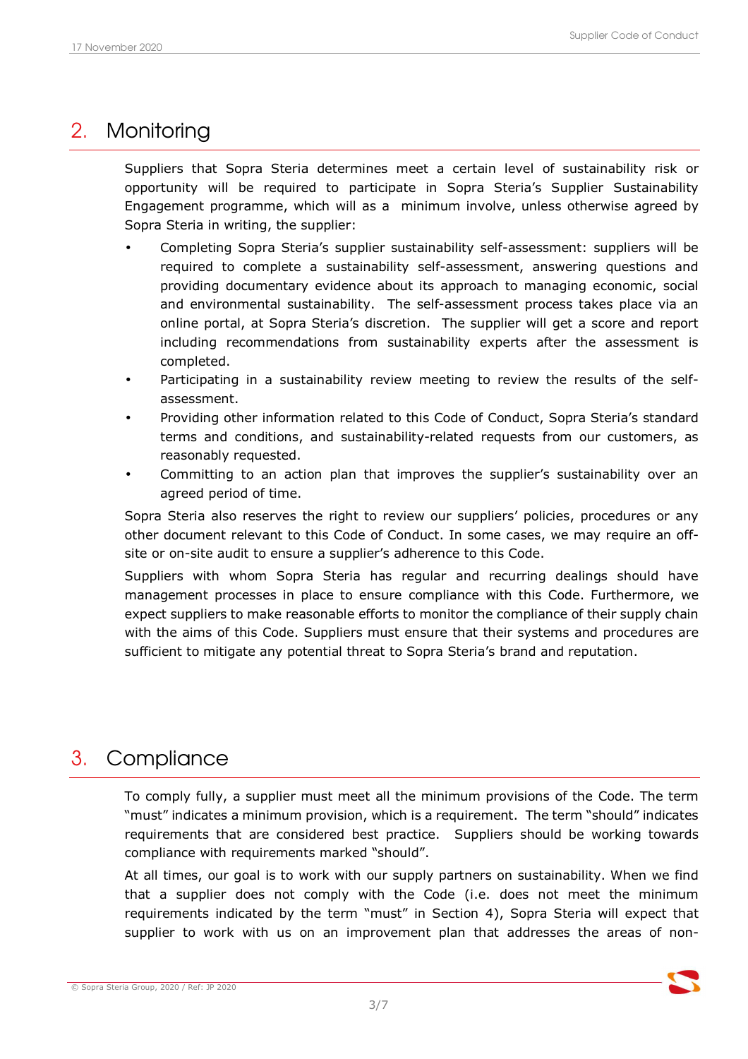## 2. Monitoring

Suppliers that Sopra Steria determines meet a certain level of sustainability risk or opportunity will be required to participate in Sopra Steria's Supplier Sustainability Engagement programme, which will as a minimum involve, unless otherwise agreed by Sopra Steria in writing, the supplier:

- Completing Sopra Steria's supplier sustainability self-assessment: suppliers will be required to complete a sustainability self-assessment, answering questions and providing documentary evidence about its approach to managing economic, social and environmental sustainability. The self-assessment process takes place via an online portal, at Sopra Steria's discretion. The supplier will get a score and report including recommendations from sustainability experts after the assessment is completed.
- Participating in a sustainability review meeting to review the results of the self-assessment.
- Providing other information related to this Code of Conduct, Sopra Steria's standard terms and conditions, and sustainability-related requests from our customers, as reasonably requested.
- Committing to an action plan that improves the supplier's sustainability over an agreed period of time.

Sopra Steria also reserves the right to review our suppliers' policies, procedures or any other document relevant to this Code of Conduct. In some cases, we may require an off-site or on-site audit to ensure a supplier's adherence to this Code.

Suppliers with whom Sopra Steria has regular and recurring dealings should have management processes in place to ensure compliance with this Code. Furthermore, we expect suppliers to make reasonable efforts to monitor the compliance of their supply chain with the aims of this Code. Suppliers must ensure that their systems and procedures are sufficient to mitigate any potential threat to Sopra Steria's brand and reputation.

## 3. Compliance

To comply fully, a supplier must meet all the minimum provisions of the Code. The term "must" indicates a minimum provision, which is a requirement. The term "should" indicates requirements that are considered best practice. Suppliers should be working towards compliance with requirements marked "should".

At all times, our goal is to work with our supply partners on sustainability. When we find that a supplier does not comply with the Code (i.e. does not meet the minimum requirements indicated by the term "must" in Section 4), Sopra Steria will expect that supplier to work with us on an improvement plan that addresses the areas of non-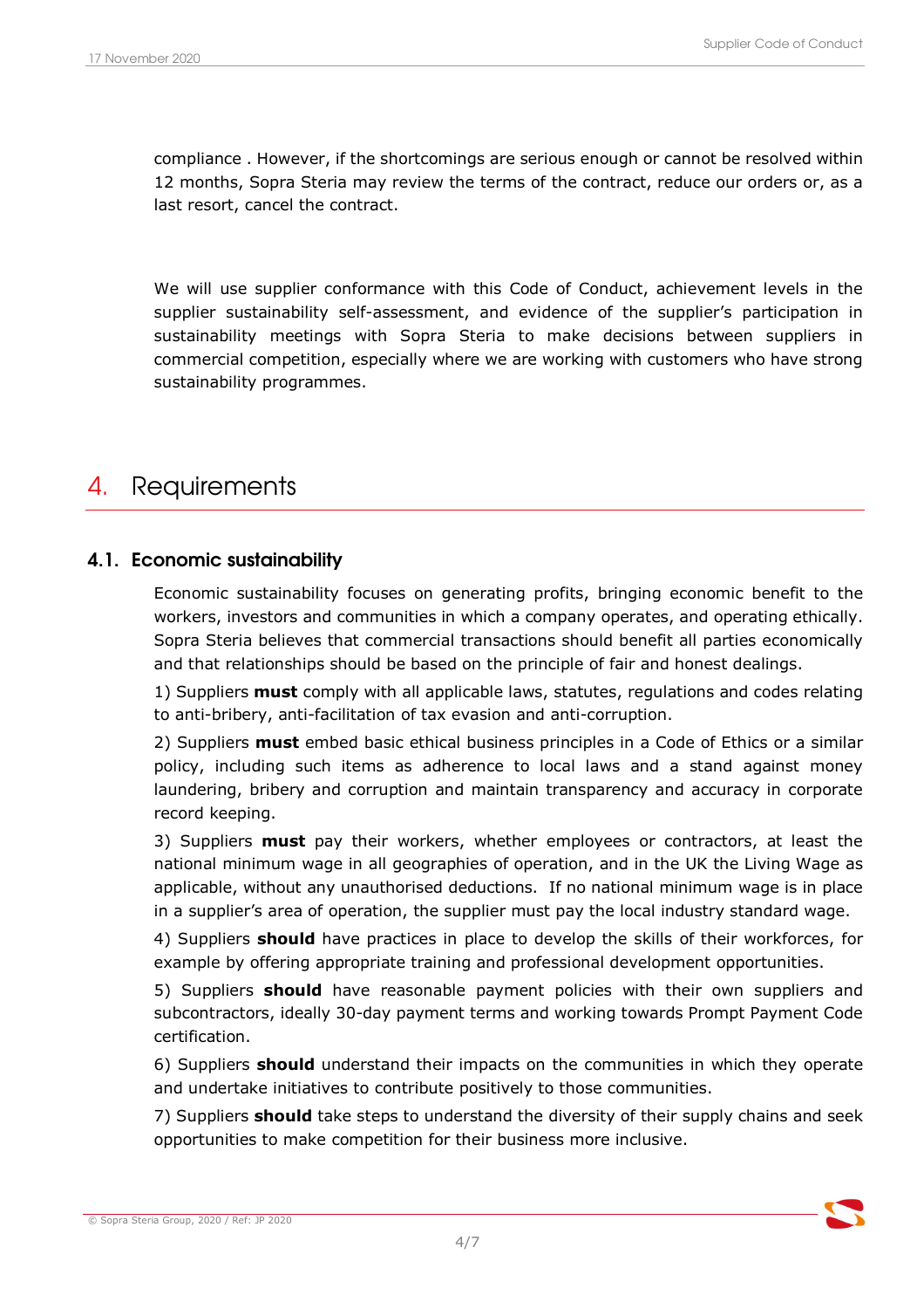compliance . However, if the shortcomings are serious enough or cannot be resolved within 12 months, Sopra Steria may review the terms of the contract, reduce our orders or, as a last resort, cancel the contract.

We will use supplier conformance with this Code of Conduct, achievement levels in the supplier sustainability self-assessment, and evidence of the supplier's participation in sustainability meetings with Sopra Steria to make decisions between suppliers in commercial competition, especially where we are working with customers who have strong sustainability programmes.

# 4. Requirements

## 4.1. Economic sustainability

Economic sustainability focuses on generating profits, bringing economic benefit to the workers, investors and communities in which a company operates, and operating ethically. Sopra Steria believes that commercial transactions should benefit all parties economically and that relationships should be based on the principle of fair and honest dealings.

1) Suppliers **must** comply with all applicable laws, statutes, regulations and codes relating to anti-bribery, anti-facilitation of tax evasion and anti-corruption.

2) Suppliers **must** embed basic ethical business principles in a Code of Ethics or a similar policy, including such items as adherence to local laws and a stand against money laundering, bribery and corruption and maintain transparency and accuracy in corporate record keeping.

3) Suppliers **must** pay their workers, whether employees or contractors, at least the national minimum wage in all geographies of operation, and in the UK the Living Wage as applicable, without any unauthorised deductions. If no national minimum wage is in place in a supplier's area of operation, the supplier must pay the local industry standard wage.

4) Suppliers **should** have practices in place to develop the skills of their workforces, for example by offering appropriate training and professional development opportunities.

5) Suppliers **should** have reasonable payment policies with their own suppliers and subcontractors, ideally 30-day payment terms and working towards Prompt Payment Code certification.

6) Suppliers **should** understand their impacts on the communities in which they operate and undertake initiatives to contribute positively to those communities.

7) Suppliers **should** take steps to understand the diversity of their supply chains and seek opportunities to make competition for their business more inclusive.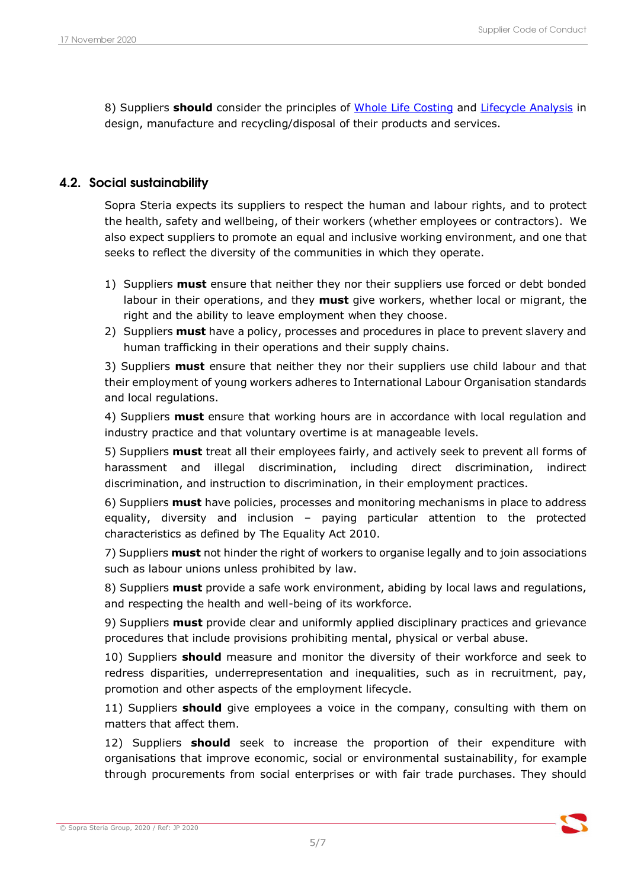8) Suppliers **should** consider the principles of Whole Life Costing and Lifecycle Analysis in design, manufacture and recycling/disposal of their products and services.

## 4.2. Social sustainability

Sopra Steria expects its suppliers to respect the human and labour rights, and to protect the health, safety and wellbeing, of their workers (whether employees or contractors). We also expect suppliers to promote an equal and inclusive working environment, and one that seeks to reflect the diversity of the communities in which they operate.

1) Suppliers **must** ensure that neither they nor their suppliers use forced or debt bonded labour in their operations, and they **must** give workers, whether local or migrant, the right and the ability to leave employment when they choose.
2) Suppliers **must** have a policy, processes and procedures in place to prevent slavery and human trafficking in their operations and their supply chains.

3) Suppliers **must** ensure that neither they nor their suppliers use child labour and that their employment of young workers adheres to International Labour Organisation standards and local regulations.

4) Suppliers **must** ensure that working hours are in accordance with local regulation and industry practice and that voluntary overtime is at manageable levels.

5) Suppliers **must** treat all their employees fairly, and actively seek to prevent all forms of harassment and illegal discrimination, including direct discrimination, indirect discrimination, and instruction to discrimination, in their employment practices.

6) Suppliers **must** have policies, processes and monitoring mechanisms in place to address equality, diversity and inclusion – paying particular attention to the protected characteristics as defined by The Equality Act 2010.

7) Suppliers **must** not hinder the right of workers to organise legally and to join associations such as labour unions unless prohibited by law.

8) Suppliers **must** provide a safe work environment, abiding by local laws and regulations, and respecting the health and well-being of its workforce.

9) Suppliers **must** provide clear and uniformly applied disciplinary practices and grievance procedures that include provisions prohibiting mental, physical or verbal abuse.

10) Suppliers **should** measure and monitor the diversity of their workforce and seek to redress disparities, underrepresentation and inequalities, such as in recruitment, pay, promotion and other aspects of the employment lifecycle.

11) Suppliers **should** give employees a voice in the company, consulting with them on matters that affect them.

12) Suppliers **should** seek to increase the proportion of their expenditure with organisations that improve economic, social or environmental sustainability, for example through procurements from social enterprises or with fair trade purchases. They should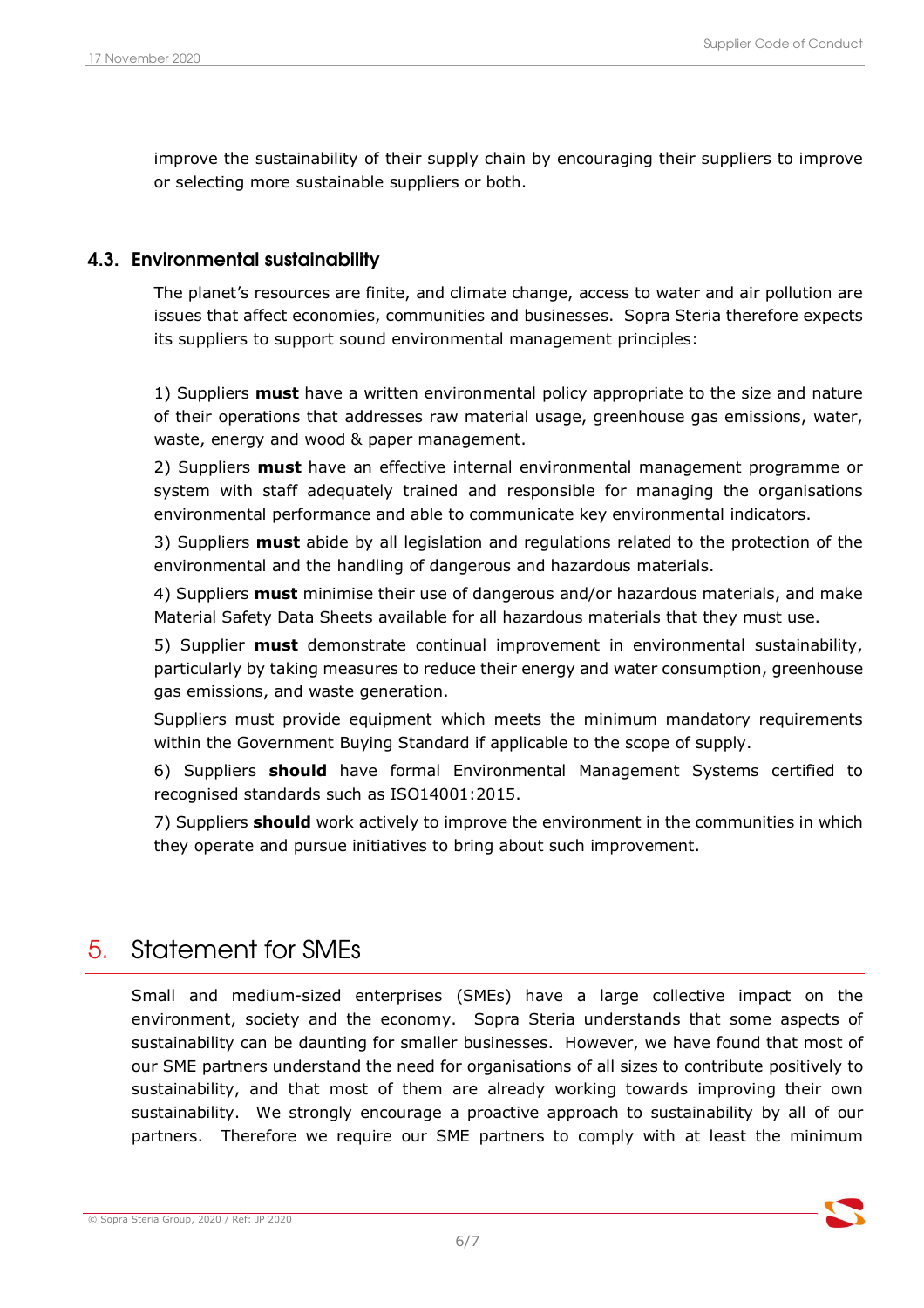improve the sustainability of their supply chain by encouraging their suppliers to improve or selecting more sustainable suppliers or both.

### 4.3. Environmental sustainability

The planet's resources are finite, and climate change, access to water and air pollution are issues that affect economies, communities and businesses. Sopra Steria therefore expects its suppliers to support sound environmental management principles:

1) Suppliers **must** have a written environmental policy appropriate to the size and nature of their operations that addresses raw material usage, greenhouse gas emissions, water, waste, energy and wood & paper management.

2) Suppliers **must** have an effective internal environmental management programme or system with staff adequately trained and responsible for managing the organisations environmental performance and able to communicate key environmental indicators.

3) Suppliers **must** abide by all legislation and regulations related to the protection of the environmental and the handling of dangerous and hazardous materials.

4) Suppliers **must** minimise their use of dangerous and/or hazardous materials, and make Material Safety Data Sheets available for all hazardous materials that they must use.

5) Supplier **must** demonstrate continual improvement in environmental sustainability, particularly by taking measures to reduce their energy and water consumption, greenhouse gas emissions, and waste generation.

Suppliers must provide equipment which meets the minimum mandatory requirements within the Government Buying Standard if applicable to the scope of supply.

6) Suppliers **should** have formal Environmental Management Systems certified to recognised standards such as ISO14001:2015.

7) Suppliers **should** work actively to improve the environment in the communities in which they operate and pursue initiatives to bring about such improvement.

## 5. Statement for SMEs

Small and medium-sized enterprises (SMEs) have a large collective impact on the environment, society and the economy. Sopra Steria understands that some aspects of sustainability can be daunting for smaller businesses. However, we have found that most of our SME partners understand the need for organisations of all sizes to contribute positively to sustainability, and that most of them are already working towards improving their own sustainability. We strongly encourage a proactive approach to sustainability by all of our partners. Therefore we require our SME partners to comply with at least the minimum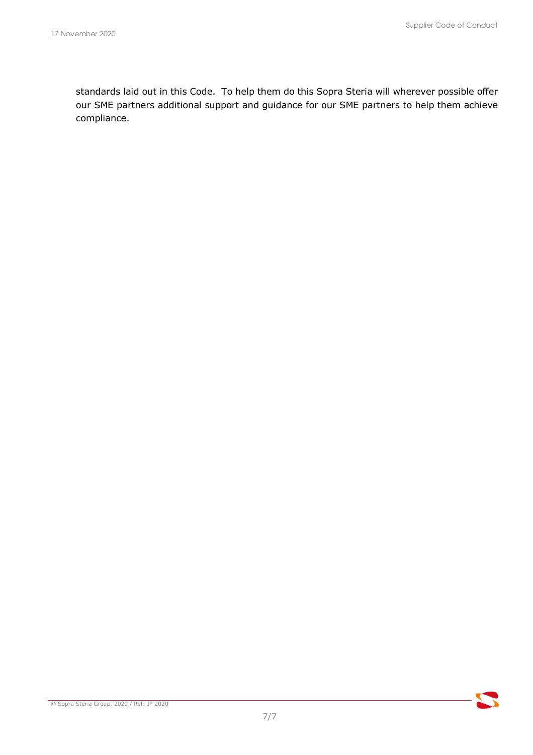standards laid out in this Code.  To help them do this Sopra Steria will wherever possible offer our SME partners additional support and guidance for our SME partners to help them achieve compliance.